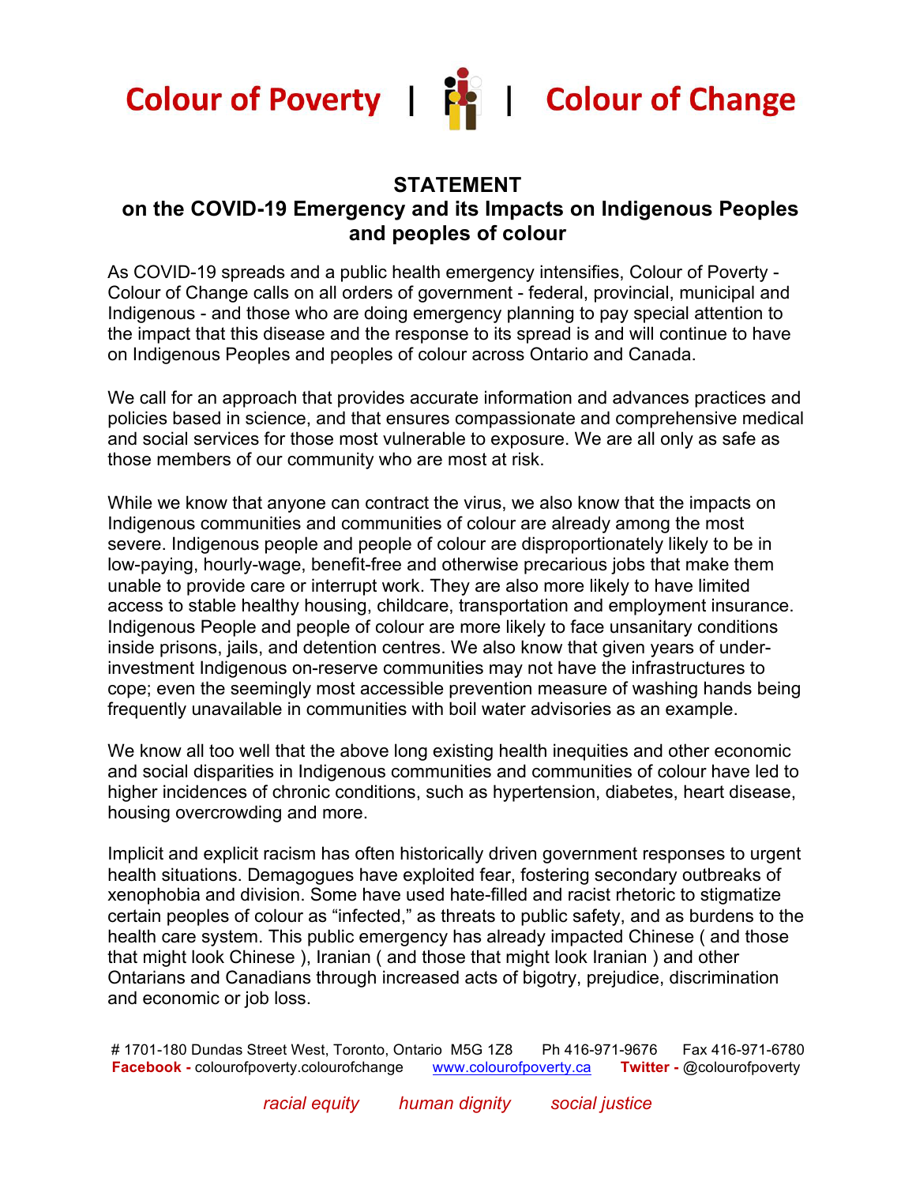Colour of Poverty | Colour of Change

# STATEMENT

## on the COVID-19 Emergency and its Impacts on Indigenous Peoples and peoples of colour

As COVID-19 spreads and a public health emergency intensifies, Colour of Poverty - Colour of Change calls on all orders of government - federal, provincial, municipal and Indigenous - and those who are doing emergency planning to pay special attention to the impact that this disease and the response to its spread is and will continue to have on Indigenous Peoples and peoples of colour across Ontario and Canada.

We call for an approach that provides accurate information and advances practices and policies based in science, and that ensures compassionate and comprehensive medical and social services for those most vulnerable to exposure. We are all only as safe as those members of our community who are most at risk.

While we know that anyone can contract the virus, we also know that the impacts on Indigenous communities and communities of colour are already among the most severe. Indigenous people and people of colour are disproportionately likely to be in low-paying, hourly-wage, benefit-free and otherwise precarious jobs that make them unable to provide care or interrupt work. They are also more likely to have limited access to stable healthy housing, childcare, transportation and employment insurance. Indigenous People and people of colour are more likely to face unsanitary conditions inside prisons, jails, and detention centres. We also know that given years of under-investment Indigenous on-reserve communities may not have the infrastructures to cope; even the seemingly most accessible prevention measure of washing hands being frequently unavailable in communities with boil water advisories as an example.

We know all too well that the above long existing health inequities and other economic and social disparities in Indigenous communities and communities of colour have led to higher incidences of chronic conditions, such as hypertension, diabetes, heart disease, housing overcrowding and more.

Implicit and explicit racism has often historically driven government responses to urgent health situations. Demagogues have exploited fear, fostering secondary outbreaks of xenophobia and division. Some have used hate-filled and racist rhetoric to stigmatize certain peoples of colour as “infected,” as threats to public safety, and as burdens to the health care system. This public emergency has already impacted Chinese ( and those that might look Chinese ), Iranian ( and those that might look Iranian ) and other Ontarians and Canadians through increased acts of bigotry, prejudice, discrimination and economic or job loss.

# 1701-180 Dundas Street West, Toronto, Ontario M5G 1Z8 Ph 416-971-9676 Fax 416-971-6780
**Facebook -** colourofpoverty.colourofchange www.colourofpoverty.ca **Twitter -** @colourofpoverty

*racial equity* *human dignity* *social justice*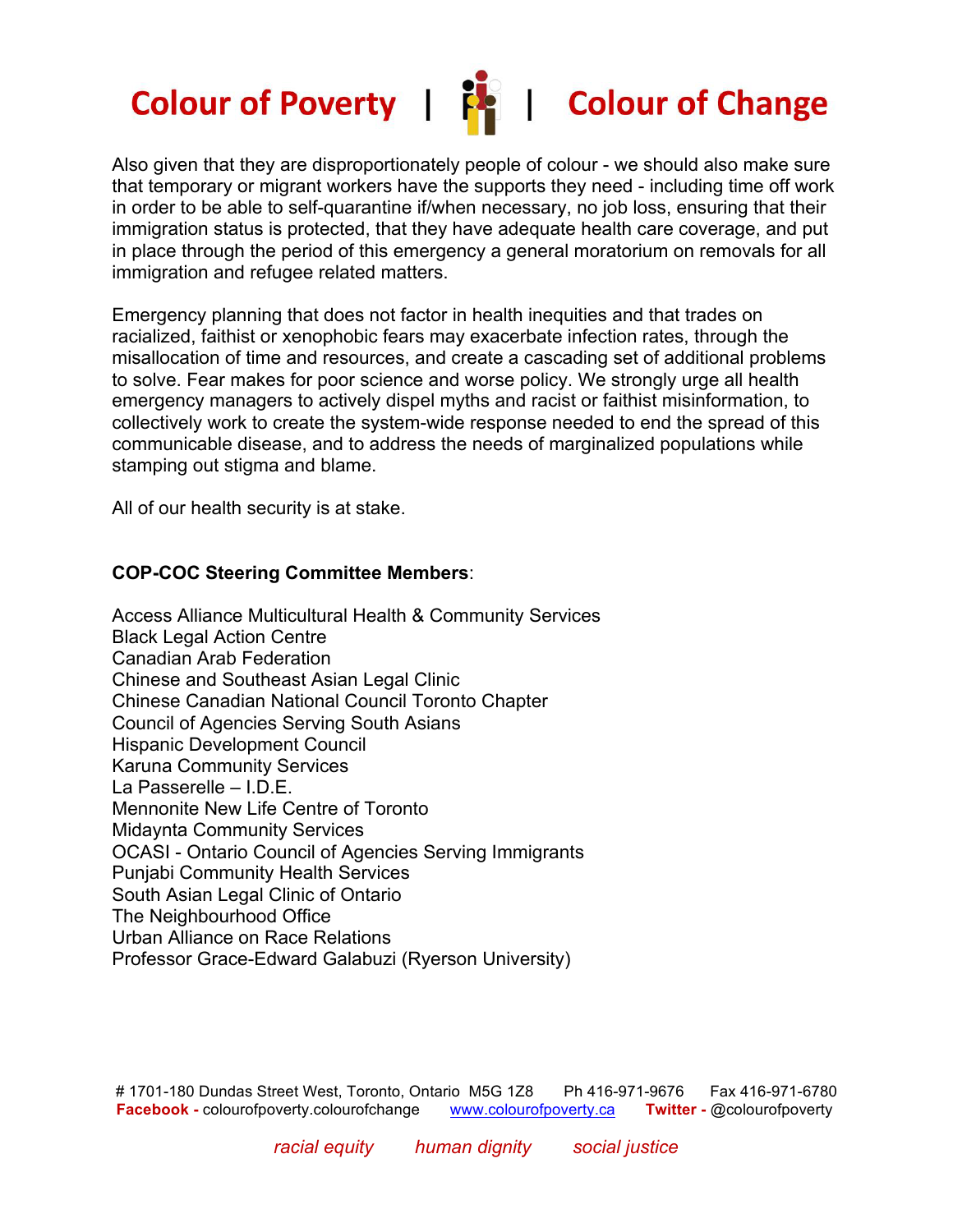Also given that they are disproportionately people of colour - we should also make sure that temporary or migrant workers have the supports they need - including time off work in order to be able to self-quarantine if/when necessary, no job loss, ensuring that their immigration status is protected, that they have adequate health care coverage, and put in place through the period of this emergency a general moratorium on removals for all immigration and refugee related matters.

Emergency planning that does not factor in health inequities and that trades on racialized, faithist or xenophobic fears may exacerbate infection rates, through the misallocation of time and resources, and create a cascading set of additional problems to solve. Fear makes for poor science and worse policy. We strongly urge all health emergency managers to actively dispel myths and racist or faithist misinformation, to collectively work to create the system-wide response needed to end the spread of this communicable disease, and to address the needs of marginalized populations while stamping out stigma and blame.

All of our health security is at stake.

**COP-COC Steering Committee Members**:

Access Alliance Multicultural Health & Community Services
Black Legal Action Centre
Canadian Arab Federation
Chinese and Southeast Asian Legal Clinic
Chinese Canadian National Council Toronto Chapter
Council of Agencies Serving South Asians
Hispanic Development Council
Karuna Community Services
La Passerelle – I.D.E.
Mennonite New Life Centre of Toronto
Midaynta Community Services
OCASI - Ontario Council of Agencies Serving Immigrants
Punjabi Community Health Services
South Asian Legal Clinic of Ontario
The Neighbourhood Office
Urban Alliance on Race Relations
Professor Grace-Edward Galabuzi (Ryerson University)